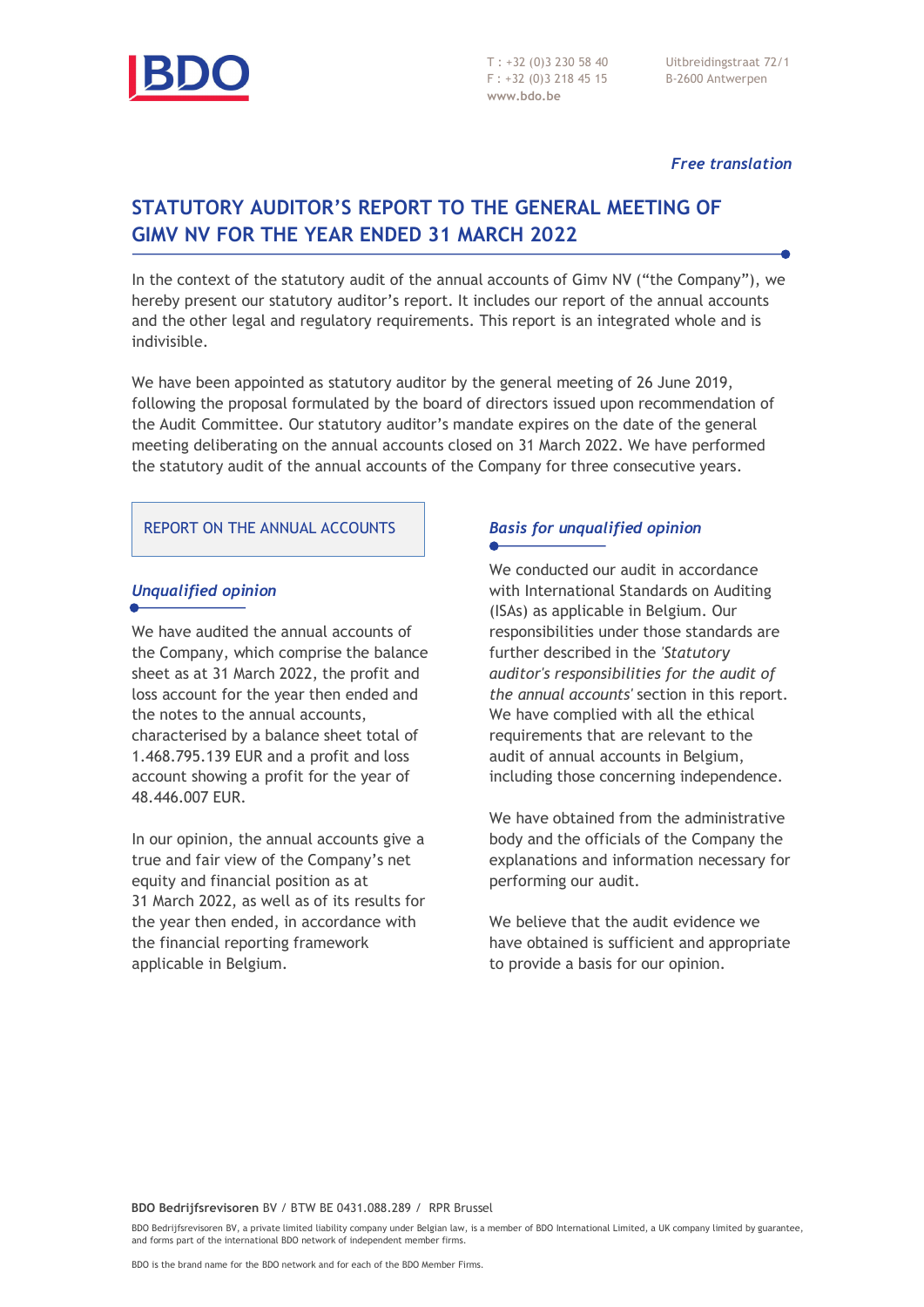*Free translation*

# STATUTORY AUDITOR'S REPORT TO THE GENERAL MEETING OF GIMV NV FOR THE YEAR ENDED 31 MARCH 2022

In the context of the statutory audit of the annual accounts of Gimv NV ("the Company"), we hereby present our statutory auditor's report. It includes our report of the annual accounts and the other legal and regulatory requirements. This report is an integrated whole and is indivisible.

We have been appointed as statutory auditor by the general meeting of 26 June 2019, following the proposal formulated by the board of directors issued upon recommendation of the Audit Committee. Our statutory auditor's mandate expires on the date of the general meeting deliberating on the annual accounts closed on 31 March 2022. We have performed the statutory audit of the annual accounts of the Company for three consecutive years.

## REPORT ON THE ANNUAL ACCOUNTS

### *Unqualified opinion*

We have audited the annual accounts of the Company, which comprise the balance sheet as at 31 March 2022, the profit and loss account for the year then ended and the notes to the annual accounts, characterised by a balance sheet total of 1.468.795.139 EUR and a profit and loss account showing a profit for the year of 48.446.007 EUR.

In our opinion, the annual accounts give a true and fair view of the Company's net equity and financial position as at 31 March 2022, as well as of its results for the year then ended, in accordance with the financial reporting framework applicable in Belgium.

### *Basis for unqualified opinion*

We conducted our audit in accordance with International Standards on Auditing (ISAs) as applicable in Belgium. Our responsibilities under those standards are further described in the *'Statutory auditor's responsibilities for the audit of the annual accounts'* section in this report. We have complied with all the ethical requirements that are relevant to the audit of annual accounts in Belgium, including those concerning independence.

We have obtained from the administrative body and the officials of the Company the explanations and information necessary for performing our audit.

We believe that the audit evidence we have obtained is sufficient and appropriate to provide a basis for our opinion.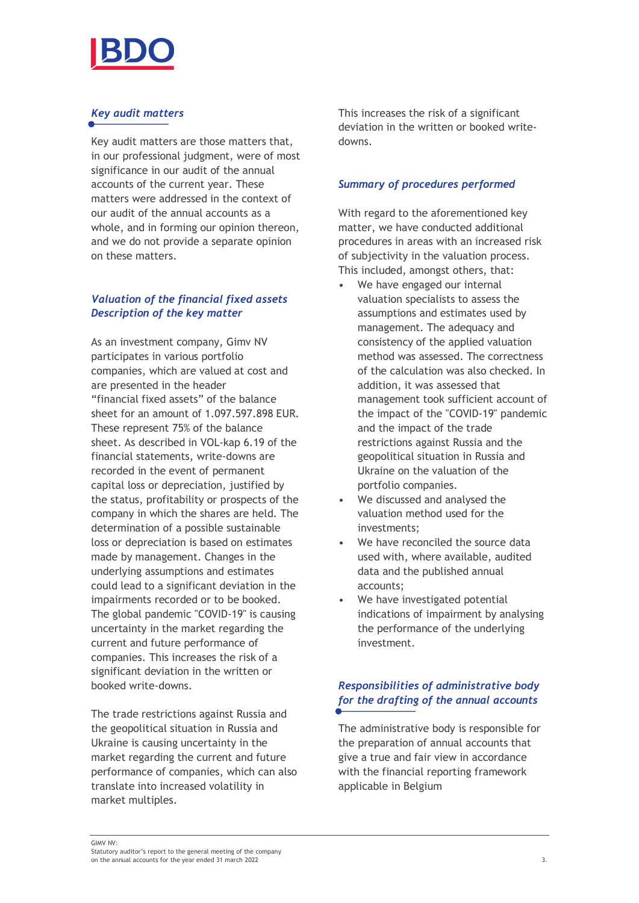## *Key audit matters*

Key audit matters are those matters that, in our professional judgment, were of most significance in our audit of the annual accounts of the current year. These matters were addressed in the context of our audit of the annual accounts as a whole, and in forming our opinion thereon, and we do not provide a separate opinion on these matters.

### *Valuation of the financial fixed assets*
### *Description of the key matter*

As an investment company, Gimv NV participates in various portfolio companies, which are valued at cost and are presented in the header "financial fixed assets" of the balance sheet for an amount of 1.097.597.898 EUR. These represent 75% of the balance sheet. As described in VOL-kap 6.19 of the financial statements, write-downs are recorded in the event of permanent capital loss or depreciation, justified by the status, profitability or prospects of the company in which the shares are held. The determination of a possible sustainable loss or depreciation is based on estimates made by management. Changes in the underlying assumptions and estimates could lead to a significant deviation in the impairments recorded or to be booked. The global pandemic "COVID-19" is causing uncertainty in the market regarding the current and future performance of companies. This increases the risk of a significant deviation in the written or booked write-downs.

The trade restrictions against Russia and the geopolitical situation in Russia and Ukraine is causing uncertainty in the market regarding the current and future performance of companies, which can also translate into increased volatility in market multiples.

This increases the risk of a significant deviation in the written or booked write-downs.

### *Summary of procedures performed*

With regard to the aforementioned key matter, we have conducted additional procedures in areas with an increased risk of subjectivity in the valuation process. This included, amongst others, that:

- We have engaged our internal valuation specialists to assess the assumptions and estimates used by management. The adequacy and consistency of the applied valuation method was assessed. The correctness of the calculation was also checked. In addition, it was assessed that management took sufficient account of the impact of the "COVID-19" pandemic and the impact of the trade restrictions against Russia and the geopolitical situation in Russia and Ukraine on the valuation of the portfolio companies.
- We discussed and analysed the valuation method used for the investments;
- We have reconciled the source data used with, where available, audited data and the published annual accounts;
- We have investigated potential indications of impairment by analysing the performance of the underlying investment.

## *Responsibilities of administrative body for the drafting of the annual accounts*

The administrative body is responsible for the preparation of annual accounts that give a true and fair view in accordance with the financial reporting framework applicable in Belgium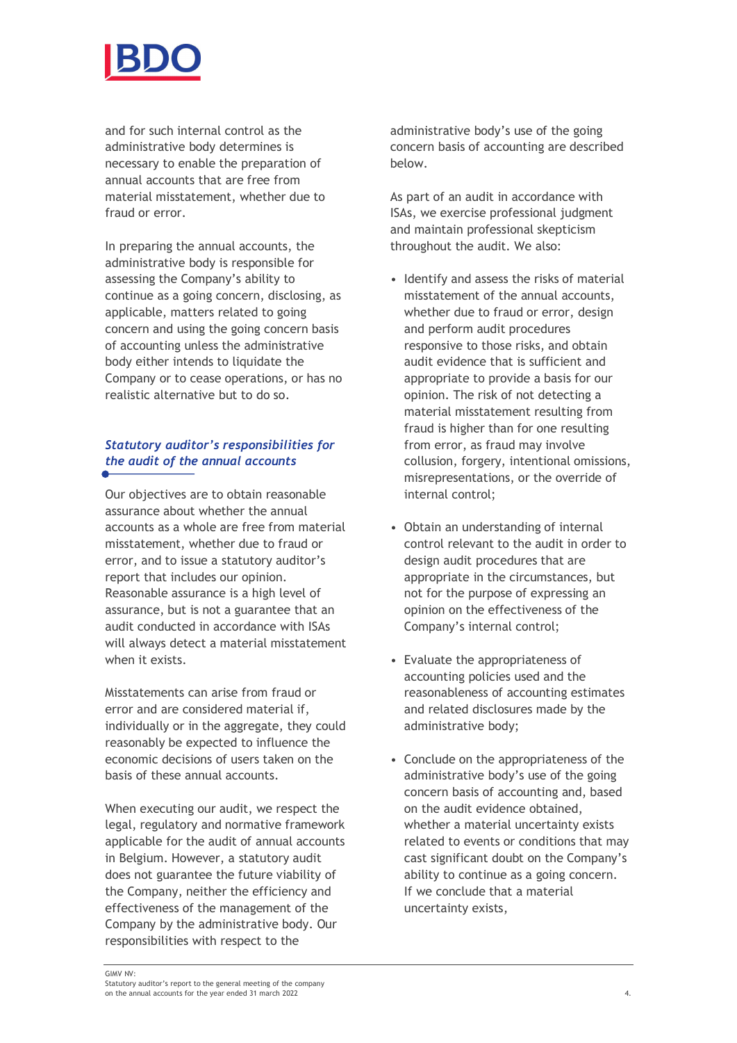and for such internal control as the administrative body determines is necessary to enable the preparation of annual accounts that are free from material misstatement, whether due to fraud or error.

In preparing the annual accounts, the administrative body is responsible for assessing the Company's ability to continue as a going concern, disclosing, as applicable, matters related to going concern and using the going concern basis of accounting unless the administrative body either intends to liquidate the Company or to cease operations, or has no realistic alternative but to do so.

### *Statutory auditor's responsibilities for the audit of the annual accounts*

Our objectives are to obtain reasonable assurance about whether the annual accounts as a whole are free from material misstatement, whether due to fraud or error, and to issue a statutory auditor's report that includes our opinion. Reasonable assurance is a high level of assurance, but is not a guarantee that an audit conducted in accordance with ISAs will always detect a material misstatement when it exists.

Misstatements can arise from fraud or error and are considered material if, individually or in the aggregate, they could reasonably be expected to influence the economic decisions of users taken on the basis of these annual accounts.

When executing our audit, we respect the legal, regulatory and normative framework applicable for the audit of annual accounts in Belgium. However, a statutory audit does not guarantee the future viability of the Company, neither the efficiency and effectiveness of the management of the Company by the administrative body. Our responsibilities with respect to the administrative body's use of the going concern basis of accounting are described below.

As part of an audit in accordance with ISAs, we exercise professional judgment and maintain professional skepticism throughout the audit. We also:

- Identify and assess the risks of material misstatement of the annual accounts, whether due to fraud or error, design and perform audit procedures responsive to those risks, and obtain audit evidence that is sufficient and appropriate to provide a basis for our opinion. The risk of not detecting a material misstatement resulting from fraud is higher than for one resulting from error, as fraud may involve collusion, forgery, intentional omissions, misrepresentations, or the override of internal control;

- Obtain an understanding of internal control relevant to the audit in order to design audit procedures that are appropriate in the circumstances, but not for the purpose of expressing an opinion on the effectiveness of the Company's internal control;

- Evaluate the appropriateness of accounting policies used and the reasonableness of accounting estimates and related disclosures made by the administrative body;

- Conclude on the appropriateness of the administrative body's use of the going concern basis of accounting and, based on the audit evidence obtained, whether a material uncertainty exists related to events or conditions that may cast significant doubt on the Company's ability to continue as a going concern. If we conclude that a material uncertainty exists,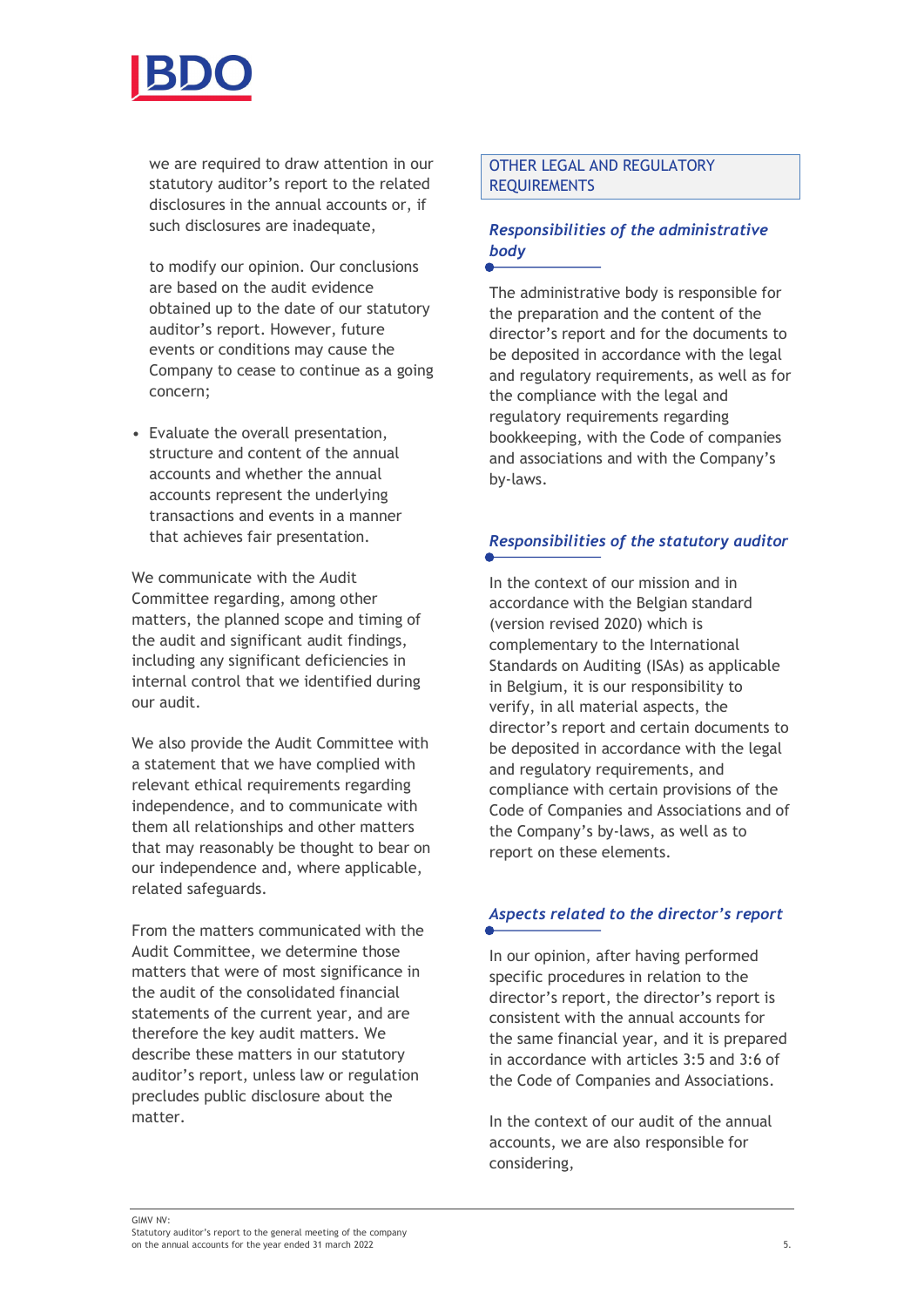we are required to draw attention in our statutory auditor's report to the related disclosures in the annual accounts or, if such disclosures are inadequate,

to modify our opinion. Our conclusions are based on the audit evidence obtained up to the date of our statutory auditor's report. However, future events or conditions may cause the Company to cease to continue as a going concern;

- Evaluate the overall presentation, structure and content of the annual accounts and whether the annual accounts represent the underlying transactions and events in a manner that achieves fair presentation.

We communicate with the Audit Committee regarding, among other matters, the planned scope and timing of the audit and significant audit findings, including any significant deficiencies in internal control that we identified during our audit.

We also provide the Audit Committee with a statement that we have complied with relevant ethical requirements regarding independence, and to communicate with them all relationships and other matters that may reasonably be thought to bear on our independence and, where applicable, related safeguards.

From the matters communicated with the Audit Committee, we determine those matters that were of most significance in the audit of the consolidated financial statements of the current year, and are therefore the key audit matters. We describe these matters in our statutory auditor's report, unless law or regulation precludes public disclosure about the matter.

## OTHER LEGAL AND REGULATORY REQUIREMENTS

### *Responsibilities of the administrative body*

The administrative body is responsible for the preparation and the content of the director's report and for the documents to be deposited in accordance with the legal and regulatory requirements, as well as for the compliance with the legal and regulatory requirements regarding bookkeeping, with the Code of companies and associations and with the Company's by-laws.

### *Responsibilities of the statutory auditor*

In the context of our mission and in accordance with the Belgian standard (version revised 2020) which is complementary to the International Standards on Auditing (ISAs) as applicable in Belgium, it is our responsibility to verify, in all material aspects, the director's report and certain documents to be deposited in accordance with the legal and regulatory requirements, and compliance with certain provisions of the Code of Companies and Associations and of the Company's by-laws, as well as to report on these elements.

### *Aspects related to the director's report*

In our opinion, after having performed specific procedures in relation to the director's report, the director's report is consistent with the annual accounts for the same financial year, and it is prepared in accordance with articles 3:5 and 3:6 of the Code of Companies and Associations.

In the context of our audit of the annual accounts, we are also responsible for considering,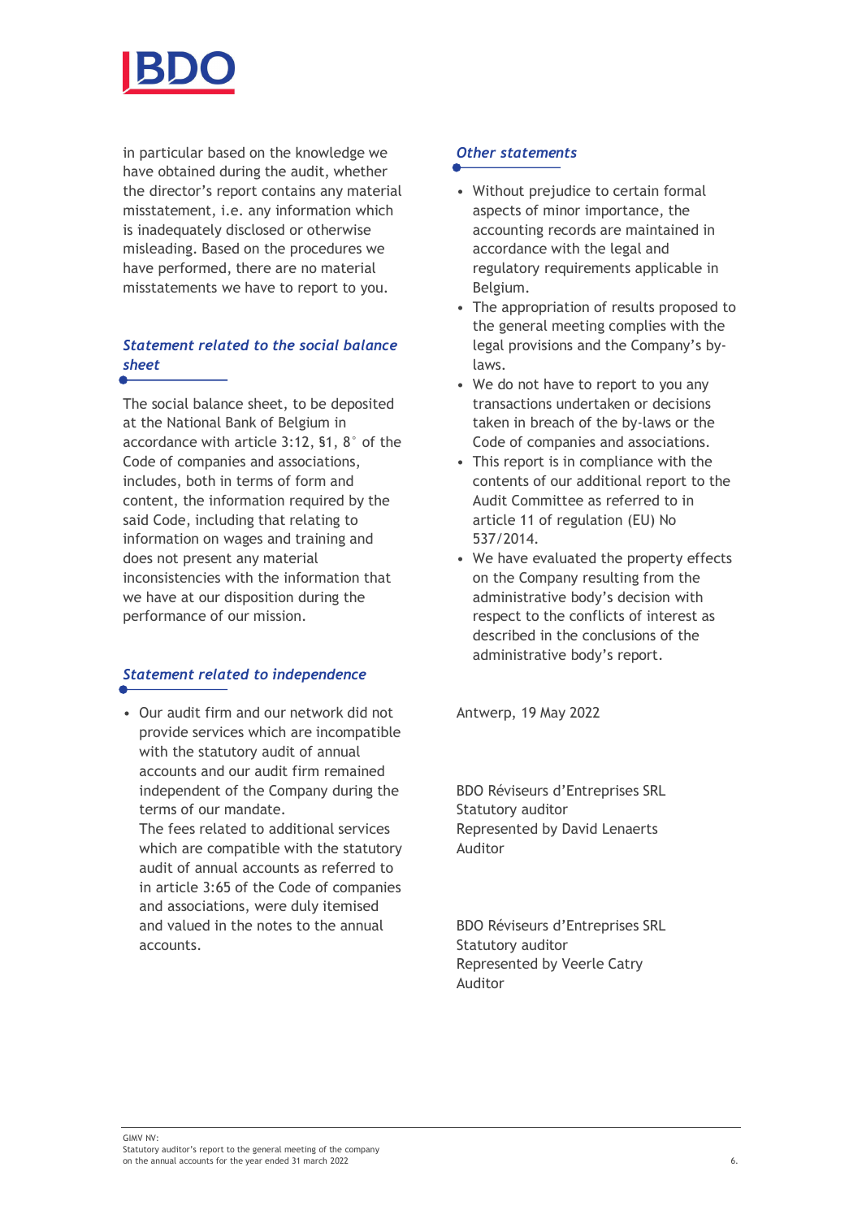in particular based on the knowledge we have obtained during the audit, whether the director's report contains any material misstatement, i.e. any information which is inadequately disclosed or otherwise misleading. Based on the procedures we have performed, there are no material misstatements we have to report to you.

### *Statement related to the social balance sheet*

The social balance sheet, to be deposited at the National Bank of Belgium in accordance with article 3:12, §1, 8° of the Code of companies and associations, includes, both in terms of form and content, the information required by the said Code, including that relating to information on wages and training and does not present any material inconsistencies with the information that we have at our disposition during the performance of our mission.

### *Statement related to independence*

- Our audit firm and our network did not provide services which are incompatible with the statutory audit of annual accounts and our audit firm remained independent of the Company during the terms of our mandate.
  The fees related to additional services which are compatible with the statutory audit of annual accounts as referred to in article 3:65 of the Code of companies and associations, were duly itemised and valued in the notes to the annual accounts.

### *Other statements*

- Without prejudice to certain formal aspects of minor importance, the accounting records are maintained in accordance with the legal and regulatory requirements applicable in Belgium.
- The appropriation of results proposed to the general meeting complies with the legal provisions and the Company's by-laws.
- We do not have to report to you any transactions undertaken or decisions taken in breach of the by-laws or the Code of companies and associations.
- This report is in compliance with the contents of our additional report to the Audit Committee as referred to in article 11 of regulation (EU) No 537/2014.
- We have evaluated the property effects on the Company resulting from the administrative body's decision with respect to the conflicts of interest as described in the conclusions of the administrative body's report.

Antwerp, 19 May 2022

BDO Réviseurs d'Entreprises SRL
Statutory auditor
Represented by David Lenaerts
Auditor

BDO Réviseurs d'Entreprises SRL
Statutory auditor
Represented by Veerle Catry
Auditor